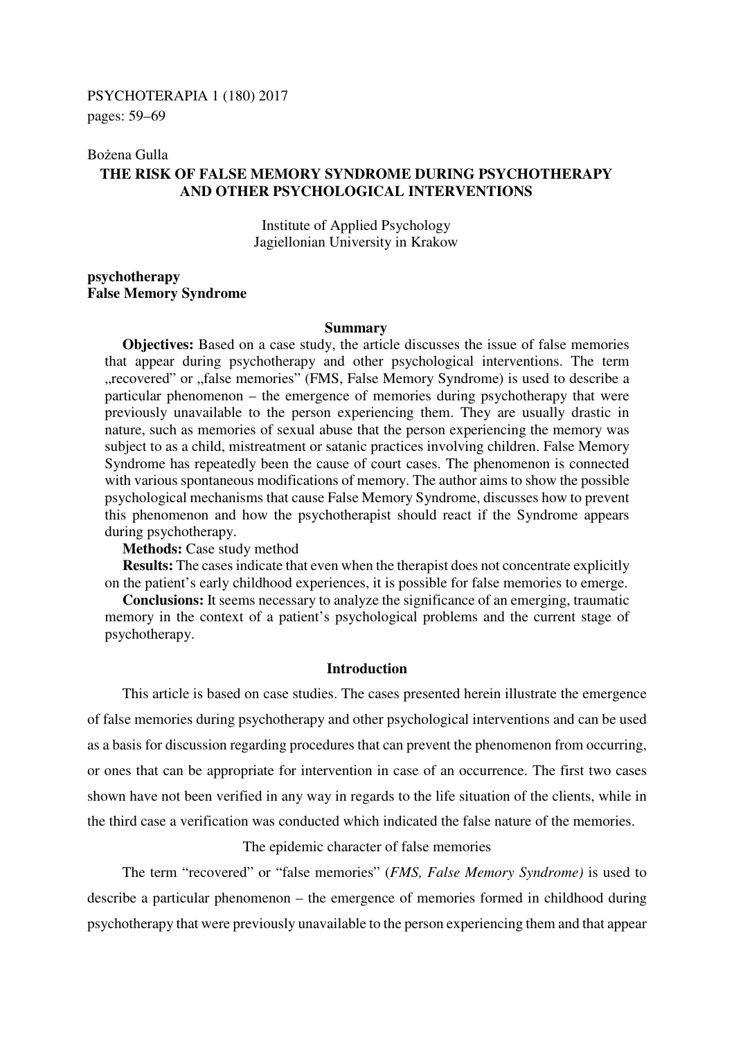PSYCHOTERAPIA 1 (180) 2017
pages: 59–69

Bożena Gulla

# THE RISK OF FALSE MEMORY SYNDROME DURING PSYCHOTHERAPY AND OTHER PSYCHOLOGICAL INTERVENTIONS

Institute of Applied Psychology
Jagiellonian University in Krakow

**psychotherapy**
**False Memory Syndrome**

## Summary

**Objectives:** Based on a case study, the article discusses the issue of false memories that appear during psychotherapy and other psychological interventions. The term „recovered" or „false memories" (FMS, False Memory Syndrome) is used to describe a particular phenomenon – the emergence of memories during psychotherapy that were previously unavailable to the person experiencing them. They are usually drastic in nature, such as memories of sexual abuse that the person experiencing the memory was subject to as a child, mistreatment or satanic practices involving children. False Memory Syndrome has repeatedly been the cause of court cases. The phenomenon is connected with various spontaneous modifications of memory. The author aims to show the possible psychological mechanisms that cause False Memory Syndrome, discusses how to prevent this phenomenon and how the psychotherapist should react if the Syndrome appears during psychotherapy.

**Methods:** Case study method

**Results:** The cases indicate that even when the therapist does not concentrate explicitly on the patient's early childhood experiences, it is possible for false memories to emerge.

**Conclusions:** It seems necessary to analyze the significance of an emerging, traumatic memory in the context of a patient's psychological problems and the current stage of psychotherapy.

## Introduction

This article is based on case studies. The cases presented herein illustrate the emergence of false memories during psychotherapy and other psychological interventions and can be used as a basis for discussion regarding procedures that can prevent the phenomenon from occurring, or ones that can be appropriate for intervention in case of an occurrence. The first two cases shown have not been verified in any way in regards to the life situation of the clients, while in the third case a verification was conducted which indicated the false nature of the memories.

### The epidemic character of false memories

The term "recovered" or "false memories" (*FMS, False Memory Syndrome)* is used to describe a particular phenomenon – the emergence of memories formed in childhood during psychotherapy that were previously unavailable to the person experiencing them and that appear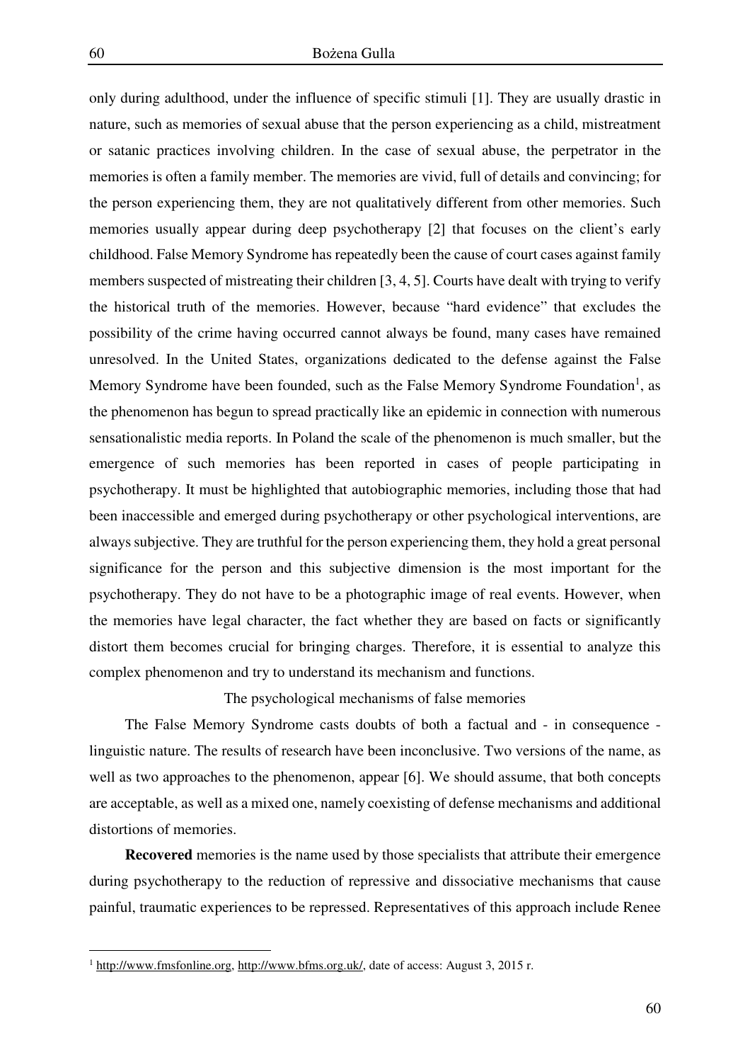only during adulthood, under the influence of specific stimuli [1]. They are usually drastic in nature, such as memories of sexual abuse that the person experiencing as a child, mistreatment or satanic practices involving children. In the case of sexual abuse, the perpetrator in the memories is often a family member. The memories are vivid, full of details and convincing; for the person experiencing them, they are not qualitatively different from other memories. Such memories usually appear during deep psychotherapy [2] that focuses on the client's early childhood. False Memory Syndrome has repeatedly been the cause of court cases against family members suspected of mistreating their children [3, 4, 5]. Courts have dealt with trying to verify the historical truth of the memories. However, because "hard evidence" that excludes the possibility of the crime having occurred cannot always be found, many cases have remained unresolved. In the United States, organizations dedicated to the defense against the False Memory Syndrome have been founded, such as the False Memory Syndrome Foundation[1], as the phenomenon has begun to spread practically like an epidemic in connection with numerous sensationalistic media reports. In Poland the scale of the phenomenon is much smaller, but the emergence of such memories has been reported in cases of people participating in psychotherapy. It must be highlighted that autobiographic memories, including those that had been inaccessible and emerged during psychotherapy or other psychological interventions, are always subjective. They are truthful for the person experiencing them, they hold a great personal significance for the person and this subjective dimension is the most important for the psychotherapy. They do not have to be a photographic image of real events. However, when the memories have legal character, the fact whether they are based on facts or significantly distort them becomes crucial for bringing charges. Therefore, it is essential to analyze this complex phenomenon and try to understand its mechanism and functions.

## The psychological mechanisms of false memories

The False Memory Syndrome casts doubts of both a factual and - in consequence - linguistic nature. The results of research have been inconclusive. Two versions of the name, as well as two approaches to the phenomenon, appear [6]. We should assume, that both concepts are acceptable, as well as a mixed one, namely coexisting of defense mechanisms and additional distortions of memories.

**Recovered** memories is the name used by those specialists that attribute their emergence during psychotherapy to the reduction of repressive and dissociative mechanisms that cause painful, traumatic experiences to be repressed. Representatives of this approach include Renee

---

[1] http://www.fmsfonline.org, http://www.bfms.org.uk/, date of access: August 3, 2015 r.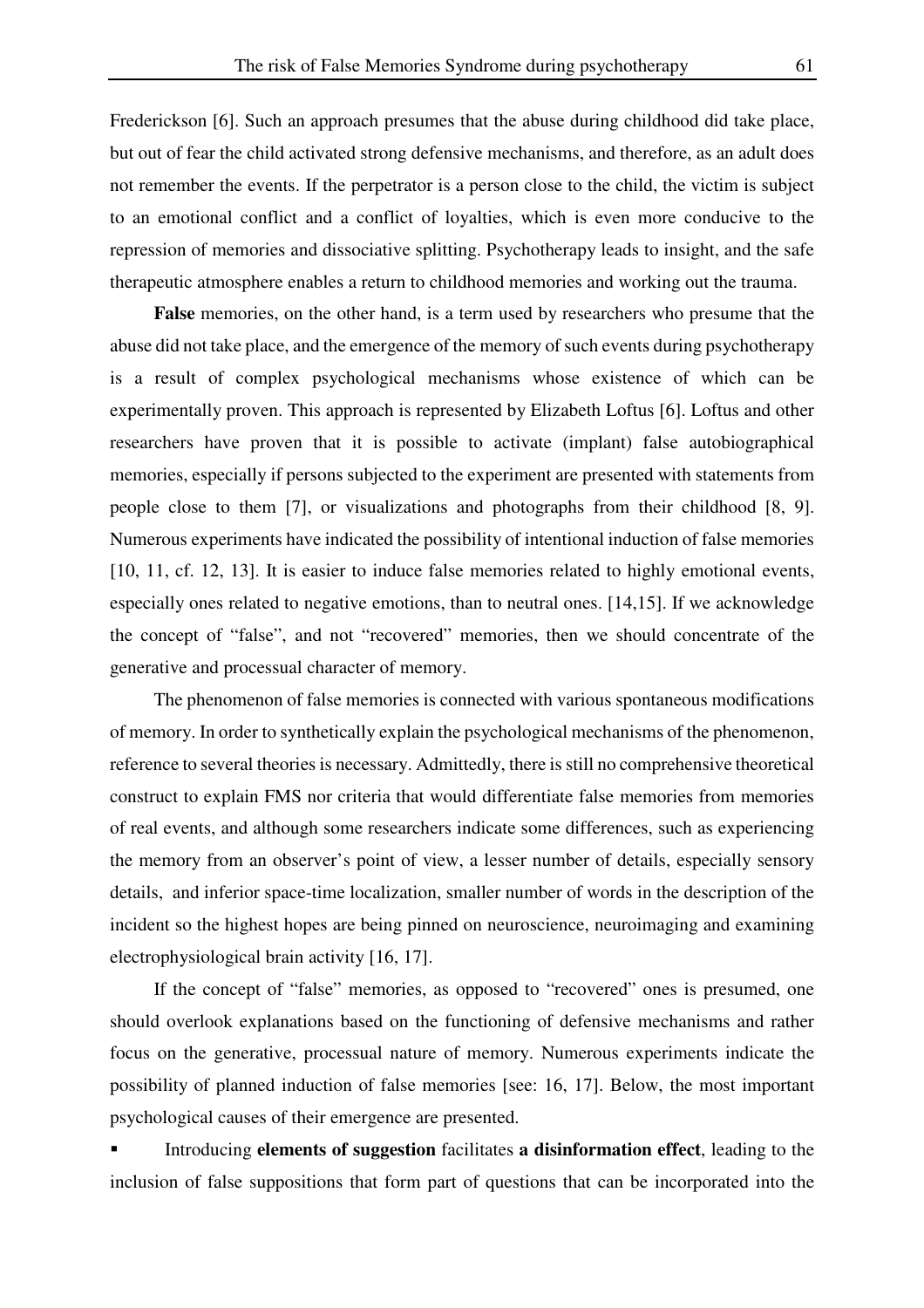Frederickson [6]. Such an approach presumes that the abuse during childhood did take place, but out of fear the child activated strong defensive mechanisms, and therefore, as an adult does not remember the events. If the perpetrator is a person close to the child, the victim is subject to an emotional conflict and a conflict of loyalties, which is even more conducive to the repression of memories and dissociative splitting. Psychotherapy leads to insight, and the safe therapeutic atmosphere enables a return to childhood memories and working out the trauma.

**False** memories, on the other hand, is a term used by researchers who presume that the abuse did not take place, and the emergence of the memory of such events during psychotherapy is a result of complex psychological mechanisms whose existence of which can be experimentally proven. This approach is represented by Elizabeth Loftus [6]. Loftus and other researchers have proven that it is possible to activate (implant) false autobiographical memories, especially if persons subjected to the experiment are presented with statements from people close to them [7], or visualizations and photographs from their childhood [8, 9]. Numerous experiments have indicated the possibility of intentional induction of false memories [10, 11, cf. 12, 13]. It is easier to induce false memories related to highly emotional events, especially ones related to negative emotions, than to neutral ones. [14,15]. If we acknowledge the concept of "false", and not "recovered" memories, then we should concentrate of the generative and processual character of memory.

The phenomenon of false memories is connected with various spontaneous modifications of memory. In order to synthetically explain the psychological mechanisms of the phenomenon, reference to several theories is necessary. Admittedly, there is still no comprehensive theoretical construct to explain FMS nor criteria that would differentiate false memories from memories of real events, and although some researchers indicate some differences, such as experiencing the memory from an observer's point of view, a lesser number of details, especially sensory details, and inferior space-time localization, smaller number of words in the description of the incident so the highest hopes are being pinned on neuroscience, neuroimaging and examining electrophysiological brain activity [16, 17].

If the concept of "false" memories, as opposed to "recovered" ones is presumed, one should overlook explanations based on the functioning of defensive mechanisms and rather focus on the generative, processual nature of memory. Numerous experiments indicate the possibility of planned induction of false memories [see: 16, 17]. Below, the most important psychological causes of their emergence are presented.

- Introducing **elements of suggestion** facilitates **a disinformation effect**, leading to the inclusion of false suppositions that form part of questions that can be incorporated into the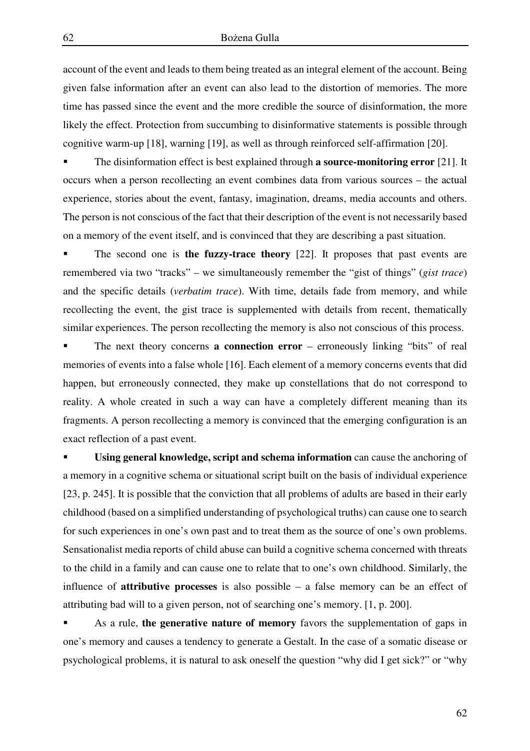account of the event and leads to them being treated as an integral element of the account. Being given false information after an event can also lead to the distortion of memories. The more time has passed since the event and the more credible the source of disinformation, the more likely the effect. Protection from succumbing to disinformative statements is possible through cognitive warm-up [18], warning [19], as well as through reinforced self-affirmation [20].

- The disinformation effect is best explained through **a source-monitoring error** [21]. It occurs when a person recollecting an event combines data from various sources – the actual experience, stories about the event, fantasy, imagination, dreams, media accounts and others. The person is not conscious of the fact that their description of the event is not necessarily based on a memory of the event itself, and is convinced that they are describing a past situation.
- The second one is **the fuzzy-trace theory** [22]. It proposes that past events are remembered via two "tracks" – we simultaneously remember the "gist of things" (*gist trace*) and the specific details (*verbatim trace*). With time, details fade from memory, and while recollecting the event, the gist trace is supplemented with details from recent, thematically similar experiences. The person recollecting the memory is also not conscious of this process.
- The next theory concerns **a connection error** – erroneously linking "bits" of real memories of events into a false whole [16]. Each element of a memory concerns events that did happen, but erroneously connected, they make up constellations that do not correspond to reality. A whole created in such a way can have a completely different meaning than its fragments. A person recollecting a memory is convinced that the emerging configuration is an exact reflection of a past event.
- **Using general knowledge, script and schema information** can cause the anchoring of a memory in a cognitive schema or situational script built on the basis of individual experience [23, p. 245]. It is possible that the conviction that all problems of adults are based in their early childhood (based on a simplified understanding of psychological truths) can cause one to search for such experiences in one's own past and to treat them as the source of one's own problems. Sensationalist media reports of child abuse can build a cognitive schema concerned with threats to the child in a family and can cause one to relate that to one's own childhood. Similarly, the influence of **attributive processes** is also possible – a false memory can be an effect of attributing bad will to a given person, not of searching one's memory. [1, p. 200].
- As a rule, **the generative nature of memory** favors the supplementation of gaps in one's memory and causes a tendency to generate a Gestalt. In the case of a somatic disease or psychological problems, it is natural to ask oneself the question "why did I get sick?" or "why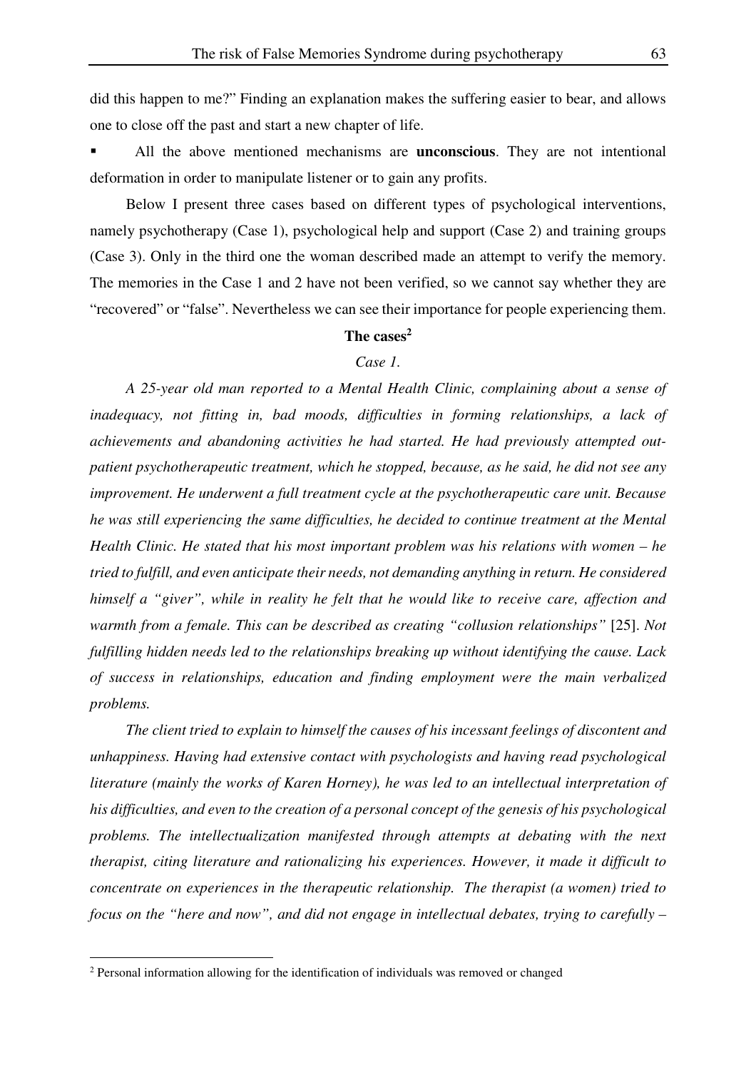did this happen to me?" Finding an explanation makes the suffering easier to bear, and allows one to close off the past and start a new chapter of life.

- All the above mentioned mechanisms are **unconscious**. They are not intentional deformation in order to manipulate listener or to gain any profits.

Below I present three cases based on different types of psychological interventions, namely psychotherapy (Case 1), psychological help and support (Case 2) and training groups (Case 3). Only in the third one the woman described made an attempt to verify the memory. The memories in the Case 1 and 2 have not been verified, so we cannot say whether they are "recovered" or "false". Nevertheless we can see their importance for people experiencing them.

## The cases[2]

### *Case 1.*

*A 25-year old man reported to a Mental Health Clinic, complaining about a sense of inadequacy, not fitting in, bad moods, difficulties in forming relationships, a lack of achievements and abandoning activities he had started. He had previously attempted out-patient psychotherapeutic treatment, which he stopped, because, as he said, he did not see any improvement. He underwent a full treatment cycle at the psychotherapeutic care unit. Because he was still experiencing the same difficulties, he decided to continue treatment at the Mental Health Clinic. He stated that his most important problem was his relations with women – he tried to fulfill, and even anticipate their needs, not demanding anything in return. He considered himself a "giver", while in reality he felt that he would like to receive care, affection and warmth from a female. This can be described as creating "collusion relationships"* [25]. *Not fulfilling hidden needs led to the relationships breaking up without identifying the cause. Lack of success in relationships, education and finding employment were the main verbalized problems.*

*The client tried to explain to himself the causes of his incessant feelings of discontent and unhappiness. Having had extensive contact with psychologists and having read psychological literature (mainly the works of Karen Horney), he was led to an intellectual interpretation of his difficulties, and even to the creation of a personal concept of the genesis of his psychological problems. The intellectualization manifested through attempts at debating with the next therapist, citing literature and rationalizing his experiences. However, it made it difficult to concentrate on experiences in the therapeutic relationship. The therapist (a women) tried to focus on the "here and now", and did not engage in intellectual debates, trying to carefully –*

[2] Personal information allowing for the identification of individuals was removed or changed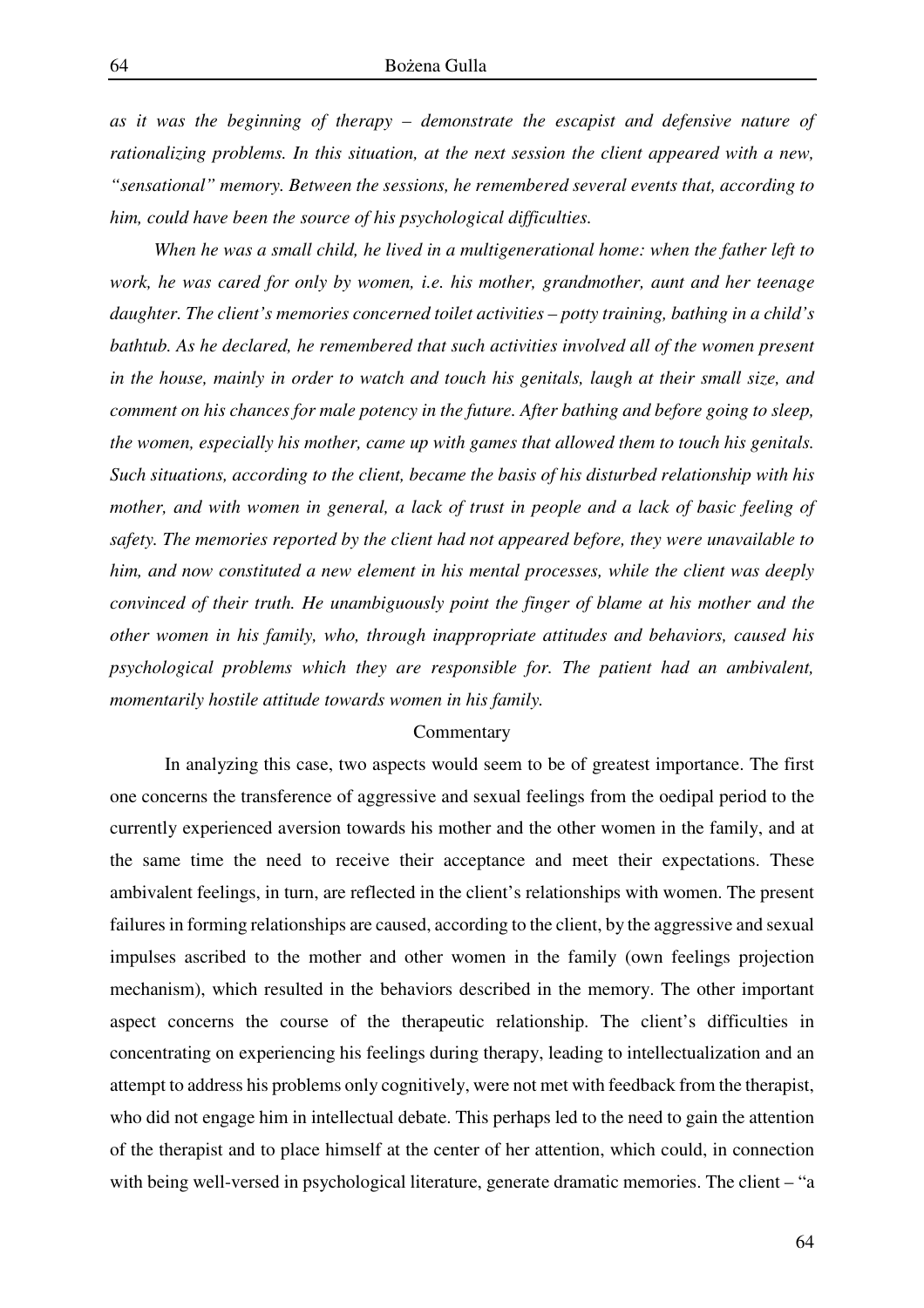*as it was the beginning of therapy – demonstrate the escapist and defensive nature of rationalizing problems. In this situation, at the next session the client appeared with a new, "sensational" memory. Between the sessions, he remembered several events that, according to him, could have been the source of his psychological difficulties.*

*When he was a small child, he lived in a multigenerational home: when the father left to work, he was cared for only by women, i.e. his mother, grandmother, aunt and her teenage daughter. The client's memories concerned toilet activities – potty training, bathing in a child's bathtub. As he declared, he remembered that such activities involved all of the women present in the house, mainly in order to watch and touch his genitals, laugh at their small size, and comment on his chances for male potency in the future. After bathing and before going to sleep, the women, especially his mother, came up with games that allowed them to touch his genitals. Such situations, according to the client, became the basis of his disturbed relationship with his mother, and with women in general, a lack of trust in people and a lack of basic feeling of safety. The memories reported by the client had not appeared before, they were unavailable to him, and now constituted a new element in his mental processes, while the client was deeply convinced of their truth. He unambiguously point the finger of blame at his mother and the other women in his family, who, through inappropriate attitudes and behaviors, caused his psychological problems which they are responsible for. The patient had an ambivalent, momentarily hostile attitude towards women in his family.*

Commentary

In analyzing this case, two aspects would seem to be of greatest importance. The first one concerns the transference of aggressive and sexual feelings from the oedipal period to the currently experienced aversion towards his mother and the other women in the family, and at the same time the need to receive their acceptance and meet their expectations. These ambivalent feelings, in turn, are reflected in the client's relationships with women. The present failures in forming relationships are caused, according to the client, by the aggressive and sexual impulses ascribed to the mother and other women in the family (own feelings projection mechanism), which resulted in the behaviors described in the memory. The other important aspect concerns the course of the therapeutic relationship. The client's difficulties in concentrating on experiencing his feelings during therapy, leading to intellectualization and an attempt to address his problems only cognitively, were not met with feedback from the therapist, who did not engage him in intellectual debate. This perhaps led to the need to gain the attention of the therapist and to place himself at the center of her attention, which could, in connection with being well-versed in psychological literature, generate dramatic memories. The client – "a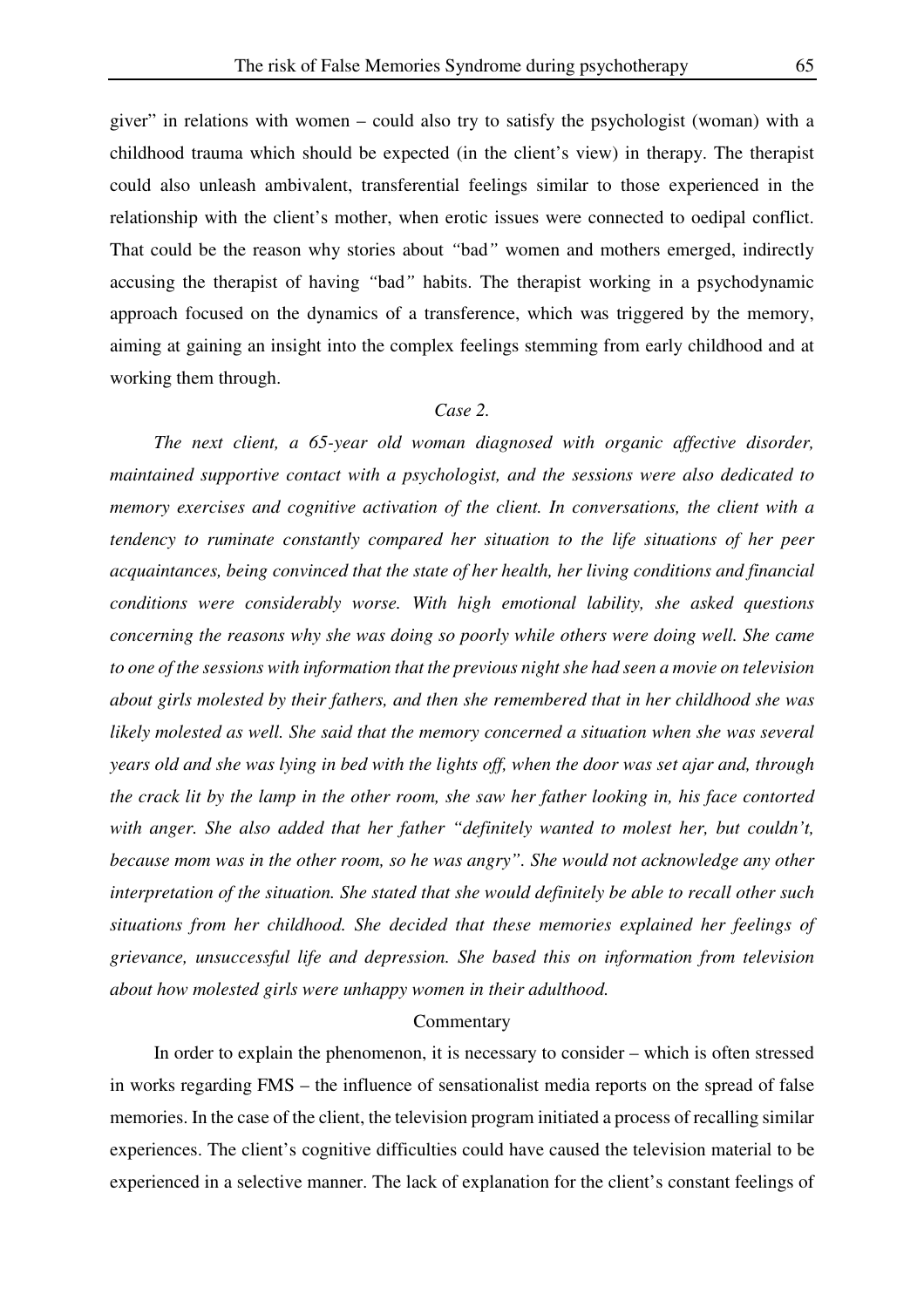giver" in relations with women – could also try to satisfy the psychologist (woman) with a childhood trauma which should be expected (in the client's view) in therapy. The therapist could also unleash ambivalent, transferential feelings similar to those experienced in the relationship with the client's mother, when erotic issues were connected to oedipal conflict. That could be the reason why stories about *"*bad*"* women and mothers emerged, indirectly accusing the therapist of having *"*bad*"* habits. The therapist working in a psychodynamic approach focused on the dynamics of a transference, which was triggered by the memory, aiming at gaining an insight into the complex feelings stemming from early childhood and at working them through.

*Case 2.*

*The next client, a 65-year old woman diagnosed with organic affective disorder, maintained supportive contact with a psychologist, and the sessions were also dedicated to memory exercises and cognitive activation of the client. In conversations, the client with a tendency to ruminate constantly compared her situation to the life situations of her peer acquaintances, being convinced that the state of her health, her living conditions and financial conditions were considerably worse. With high emotional lability, she asked questions concerning the reasons why she was doing so poorly while others were doing well. She came to one of the sessions with information that the previous night she had seen a movie on television about girls molested by their fathers, and then she remembered that in her childhood she was likely molested as well. She said that the memory concerned a situation when she was several years old and she was lying in bed with the lights off, when the door was set ajar and, through the crack lit by the lamp in the other room, she saw her father looking in, his face contorted with anger. She also added that her father "definitely wanted to molest her, but couldn't, because mom was in the other room, so he was angry". She would not acknowledge any other interpretation of the situation. She stated that she would definitely be able to recall other such situations from her childhood. She decided that these memories explained her feelings of grievance, unsuccessful life and depression. She based this on information from television about how molested girls were unhappy women in their adulthood.*

Commentary

In order to explain the phenomenon, it is necessary to consider – which is often stressed in works regarding FMS – the influence of sensationalist media reports on the spread of false memories. In the case of the client, the television program initiated a process of recalling similar experiences. The client's cognitive difficulties could have caused the television material to be experienced in a selective manner. The lack of explanation for the client's constant feelings of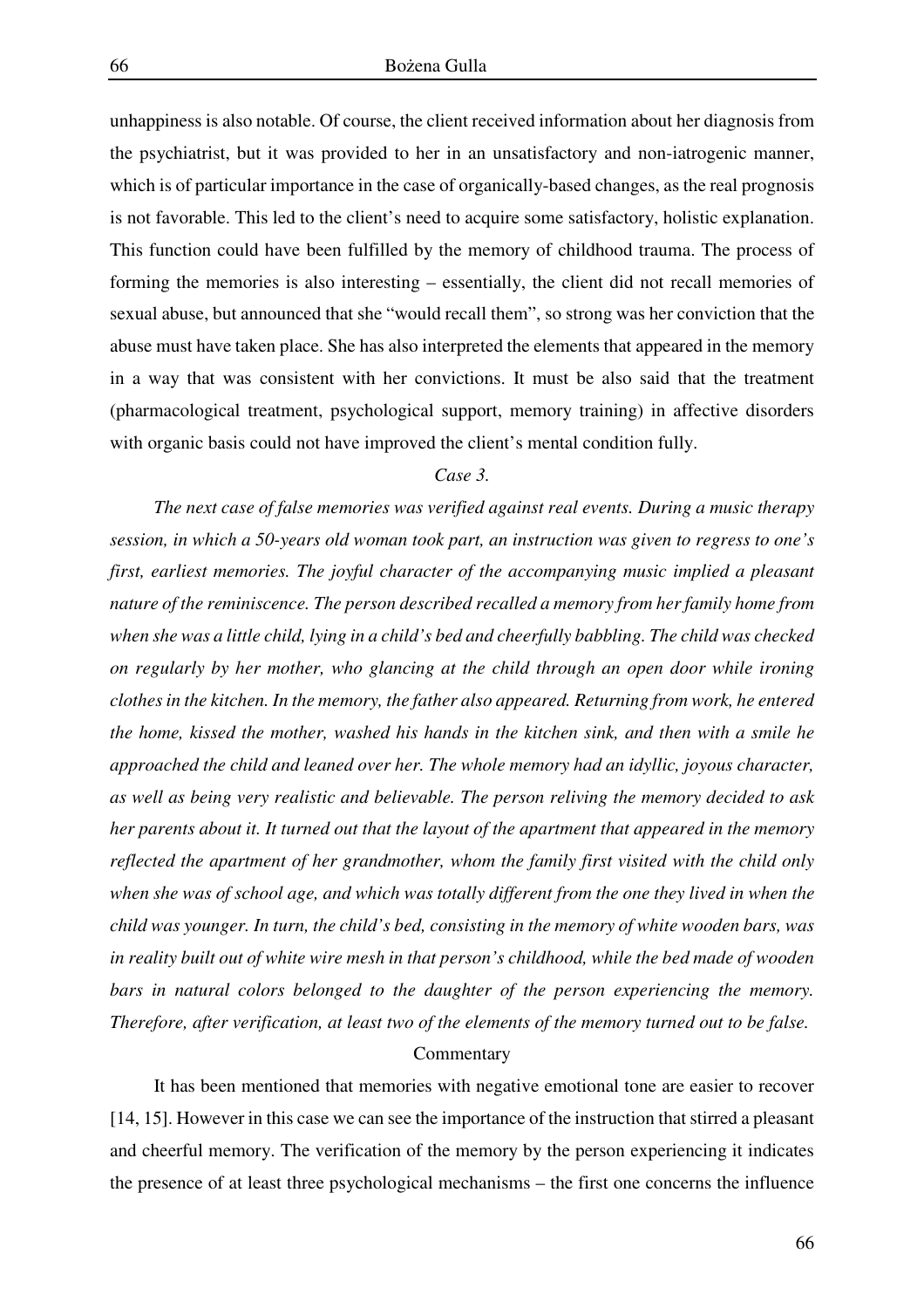unhappiness is also notable. Of course, the client received information about her diagnosis from the psychiatrist, but it was provided to her in an unsatisfactory and non-iatrogenic manner, which is of particular importance in the case of organically-based changes, as the real prognosis is not favorable. This led to the client's need to acquire some satisfactory, holistic explanation. This function could have been fulfilled by the memory of childhood trauma. The process of forming the memories is also interesting – essentially, the client did not recall memories of sexual abuse, but announced that she "would recall them", so strong was her conviction that the abuse must have taken place. She has also interpreted the elements that appeared in the memory in a way that was consistent with her convictions. It must be also said that the treatment (pharmacological treatment, psychological support, memory training) in affective disorders with organic basis could not have improved the client's mental condition fully.

*Case 3.*

*The next case of false memories was verified against real events. During a music therapy session, in which a 50-years old woman took part, an instruction was given to regress to one's first, earliest memories. The joyful character of the accompanying music implied a pleasant nature of the reminiscence. The person described recalled a memory from her family home from when she was a little child, lying in a child's bed and cheerfully babbling. The child was checked on regularly by her mother, who glancing at the child through an open door while ironing clothes in the kitchen. In the memory, the father also appeared. Returning from work, he entered the home, kissed the mother, washed his hands in the kitchen sink, and then with a smile he approached the child and leaned over her. The whole memory had an idyllic, joyous character, as well as being very realistic and believable. The person reliving the memory decided to ask her parents about it. It turned out that the layout of the apartment that appeared in the memory reflected the apartment of her grandmother, whom the family first visited with the child only when she was of school age, and which was totally different from the one they lived in when the child was younger. In turn, the child's bed, consisting in the memory of white wooden bars, was in reality built out of white wire mesh in that person's childhood, while the bed made of wooden bars in natural colors belonged to the daughter of the person experiencing the memory. Therefore, after verification, at least two of the elements of the memory turned out to be false.*

Commentary

It has been mentioned that memories with negative emotional tone are easier to recover [14, 15]. However in this case we can see the importance of the instruction that stirred a pleasant and cheerful memory. The verification of the memory by the person experiencing it indicates the presence of at least three psychological mechanisms – the first one concerns the influence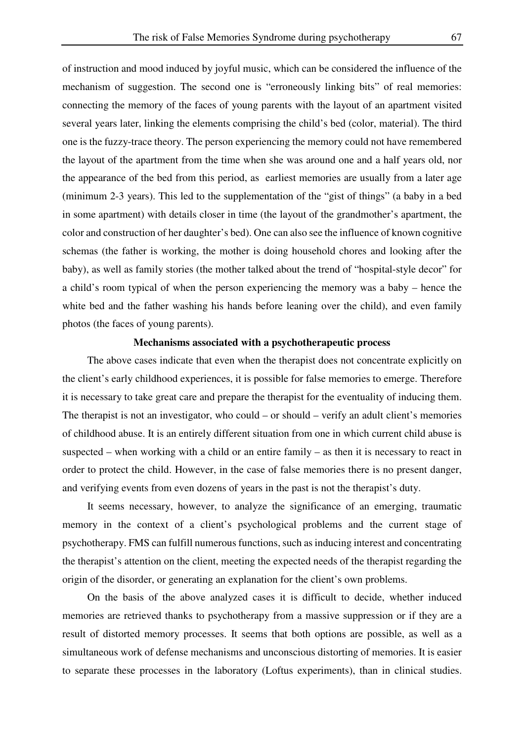of instruction and mood induced by joyful music, which can be considered the influence of the mechanism of suggestion. The second one is "erroneously linking bits" of real memories: connecting the memory of the faces of young parents with the layout of an apartment visited several years later, linking the elements comprising the child's bed (color, material). The third one is the fuzzy-trace theory. The person experiencing the memory could not have remembered the layout of the apartment from the time when she was around one and a half years old, nor the appearance of the bed from this period, as earliest memories are usually from a later age (minimum 2-3 years). This led to the supplementation of the "gist of things" (a baby in a bed in some apartment) with details closer in time (the layout of the grandmother's apartment, the color and construction of her daughter's bed). One can also see the influence of known cognitive schemas (the father is working, the mother is doing household chores and looking after the baby), as well as family stories (the mother talked about the trend of "hospital-style decor" for a child's room typical of when the person experiencing the memory was a baby – hence the white bed and the father washing his hands before leaning over the child), and even family photos (the faces of young parents).

**Mechanisms associated with a psychotherapeutic process**

The above cases indicate that even when the therapist does not concentrate explicitly on the client's early childhood experiences, it is possible for false memories to emerge. Therefore it is necessary to take great care and prepare the therapist for the eventuality of inducing them. The therapist is not an investigator, who could – or should – verify an adult client's memories of childhood abuse. It is an entirely different situation from one in which current child abuse is suspected – when working with a child or an entire family – as then it is necessary to react in order to protect the child. However, in the case of false memories there is no present danger, and verifying events from even dozens of years in the past is not the therapist's duty.

It seems necessary, however, to analyze the significance of an emerging, traumatic memory in the context of a client's psychological problems and the current stage of psychotherapy. FMS can fulfill numerous functions, such as inducing interest and concentrating the therapist's attention on the client, meeting the expected needs of the therapist regarding the origin of the disorder, or generating an explanation for the client's own problems.

On the basis of the above analyzed cases it is difficult to decide, whether induced memories are retrieved thanks to psychotherapy from a massive suppression or if they are a result of distorted memory processes. It seems that both options are possible, as well as a simultaneous work of defense mechanisms and unconscious distorting of memories. It is easier to separate these processes in the laboratory (Loftus experiments), than in clinical studies.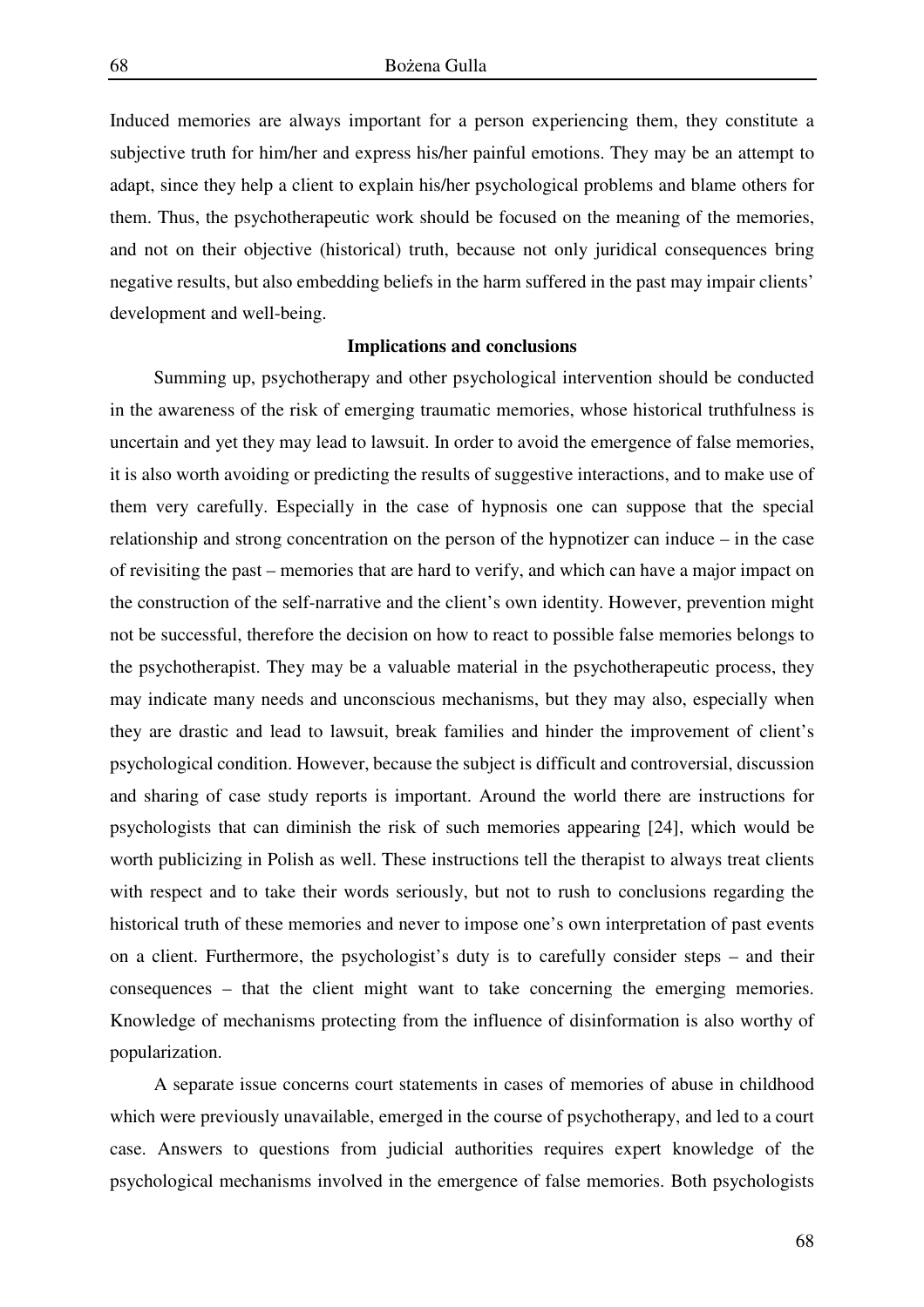Induced memories are always important for a person experiencing them, they constitute a subjective truth for him/her and express his/her painful emotions. They may be an attempt to adapt, since they help a client to explain his/her psychological problems and blame others for them. Thus, the psychotherapeutic work should be focused on the meaning of the memories, and not on their objective (historical) truth, because not only juridical consequences bring negative results, but also embedding beliefs in the harm suffered in the past may impair clients' development and well-being.

## Implications and conclusions

Summing up, psychotherapy and other psychological intervention should be conducted in the awareness of the risk of emerging traumatic memories, whose historical truthfulness is uncertain and yet they may lead to lawsuit. In order to avoid the emergence of false memories, it is also worth avoiding or predicting the results of suggestive interactions, and to make use of them very carefully. Especially in the case of hypnosis one can suppose that the special relationship and strong concentration on the person of the hypnotizer can induce – in the case of revisiting the past – memories that are hard to verify, and which can have a major impact on the construction of the self-narrative and the client's own identity. However, prevention might not be successful, therefore the decision on how to react to possible false memories belongs to the psychotherapist. They may be a valuable material in the psychotherapeutic process, they may indicate many needs and unconscious mechanisms, but they may also, especially when they are drastic and lead to lawsuit, break families and hinder the improvement of client's psychological condition. However, because the subject is difficult and controversial, discussion and sharing of case study reports is important. Around the world there are instructions for psychologists that can diminish the risk of such memories appearing [24], which would be worth publicizing in Polish as well. These instructions tell the therapist to always treat clients with respect and to take their words seriously, but not to rush to conclusions regarding the historical truth of these memories and never to impose one's own interpretation of past events on a client. Furthermore, the psychologist's duty is to carefully consider steps – and their consequences – that the client might want to take concerning the emerging memories. Knowledge of mechanisms protecting from the influence of disinformation is also worthy of popularization.

A separate issue concerns court statements in cases of memories of abuse in childhood which were previously unavailable, emerged in the course of psychotherapy, and led to a court case. Answers to questions from judicial authorities requires expert knowledge of the psychological mechanisms involved in the emergence of false memories. Both psychologists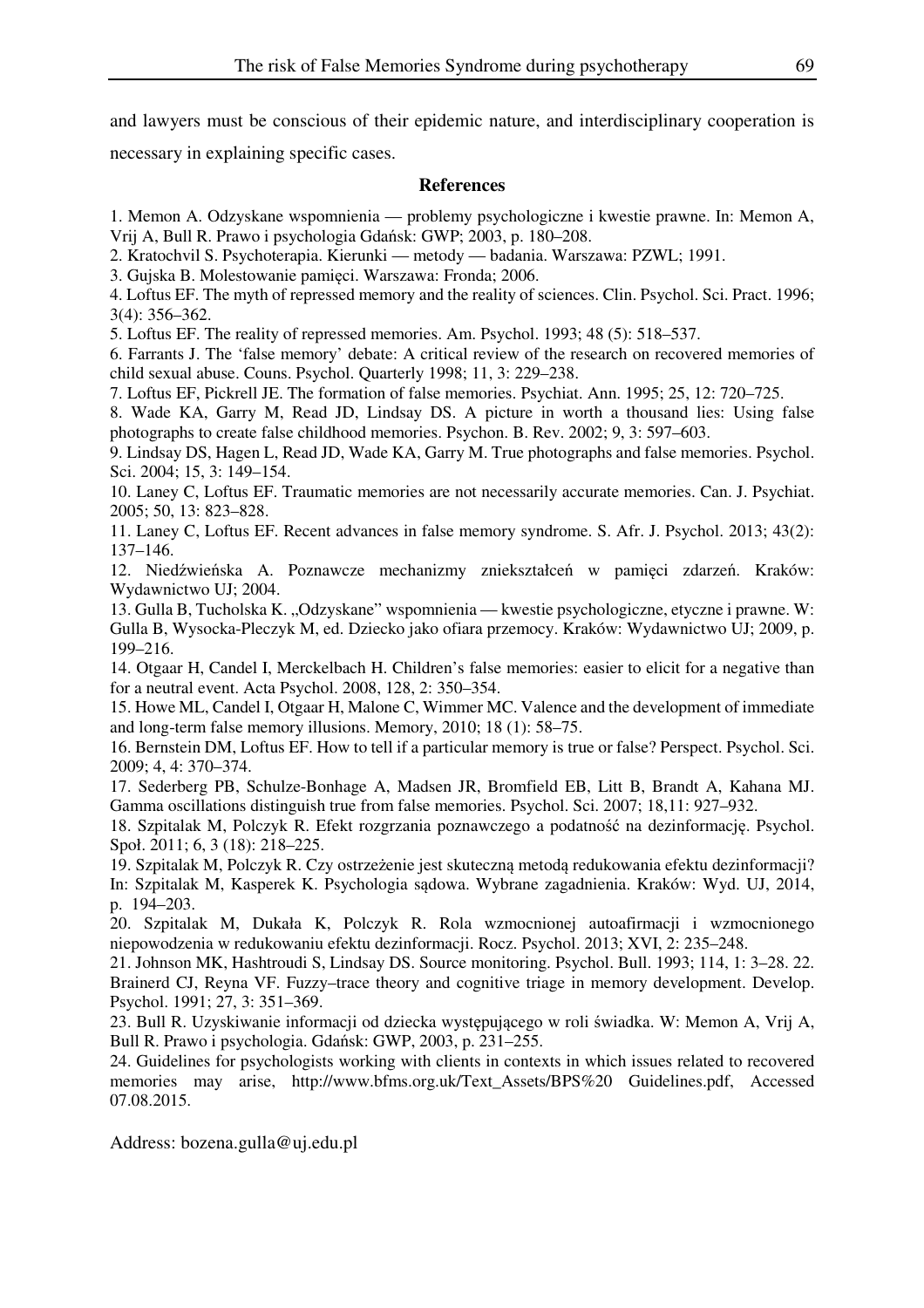and lawyers must be conscious of their epidemic nature, and interdisciplinary cooperation is necessary in explaining specific cases.

## References

1. Memon A. Odzyskane wspomnienia — problemy psychologiczne i kwestie prawne. In: Memon A, Vrij A, Bull R. Prawo i psychologia Gdańsk: GWP; 2003, p. 180–208.
2. Kratochvil S. Psychoterapia. Kierunki — metody — badania. Warszawa: PZWL; 1991.
3. Gujska B. Molestowanie pamięci. Warszawa: Fronda; 2006.
4. Loftus EF. The myth of repressed memory and the reality of sciences. Clin. Psychol. Sci. Pract. 1996; 3(4): 356–362.
5. Loftus EF. The reality of repressed memories. Am. Psychol. 1993; 48 (5): 518–537.
6. Farrants J. The 'false memory' debate: A critical review of the research on recovered memories of child sexual abuse. Couns. Psychol. Quarterly 1998; 11, 3: 229–238.
7. Loftus EF, Pickrell JE. The formation of false memories. Psychiat. Ann. 1995; 25, 12: 720–725.
8. Wade KA, Garry M, Read JD, Lindsay DS. A picture in worth a thousand lies: Using false photographs to create false childhood memories. Psychon. B. Rev. 2002; 9, 3: 597–603.
9. Lindsay DS, Hagen L, Read JD, Wade KA, Garry M. True photographs and false memories. Psychol. Sci. 2004; 15, 3: 149–154.
10. Laney C, Loftus EF. Traumatic memories are not necessarily accurate memories. Can. J. Psychiat. 2005; 50, 13: 823–828.
11. Laney C, Loftus EF. Recent advances in false memory syndrome. S. Afr. J. Psychol. 2013; 43(2): 137–146.
12. Niedźwieńska A. Poznawcze mechanizmy zniekształceń w pamięci zdarzeń. Kraków: Wydawnictwo UJ; 2004.
13. Gulla B, Tucholska K. „Odzyskane" wspomnienia — kwestie psychologiczne, etyczne i prawne. W: Gulla B, Wysocka-Pleczyk M, ed. Dziecko jako ofiara przemocy. Kraków: Wydawnictwo UJ; 2009, p. 199–216.
14. Otgaar H, Candel I, Merckelbach H. Children's false memories: easier to elicit for a negative than for a neutral event. Acta Psychol. 2008, 128, 2: 350–354.
15. Howe ML, Candel I, Otgaar H, Malone C, Wimmer MC. Valence and the development of immediate and long-term false memory illusions. Memory, 2010; 18 (1): 58–75.
16. Bernstein DM, Loftus EF. How to tell if a particular memory is true or false? Perspect. Psychol. Sci. 2009; 4, 4: 370–374.
17. Sederberg PB, Schulze-Bonhage A, Madsen JR, Bromfield EB, Litt B, Brandt A, Kahana MJ. Gamma oscillations distinguish true from false memories. Psychol. Sci. 2007; 18,11: 927–932.
18. Szpitalak M, Polczyk R. Efekt rozgrzania poznawczego a podatność na dezinformację. Psychol. Społ. 2011; 6, 3 (18): 218–225.
19. Szpitalak M, Polczyk R. Czy ostrzeżenie jest skuteczną metodą redukowania efektu dezinformacji? In: Szpitalak M, Kasperek K. Psychologia sądowa. Wybrane zagadnienia. Kraków: Wyd. UJ, 2014, p. 194–203.
20. Szpitalak M, Dukała K, Polczyk R. Rola wzmocnionej autoafirmacji i wzmocnionego niepowodzenia w redukowaniu efektu dezinformacji. Rocz. Psychol. 2013; XVI, 2: 235–248.
21. Johnson MK, Hashtroudi S, Lindsay DS. Source monitoring. Psychol. Bull. 1993; 114, 1: 3–28.
22. Brainerd CJ, Reyna VF. Fuzzy–trace theory and cognitive triage in memory development. Develop. Psychol. 1991; 27, 3: 351–369.
23. Bull R. Uzyskiwanie informacji od dziecka występującego w roli świadka. W: Memon A, Vrij A, Bull R. Prawo i psychologia. Gdańsk: GWP, 2003, p. 231–255.
24. Guidelines for psychologists working with clients in contexts in which issues related to recovered memories may arise, http://www.bfms.org.uk/Text_Assets/BPS%20 Guidelines.pdf, Accessed 07.08.2015.

Address: bozena.gulla@uj.edu.pl